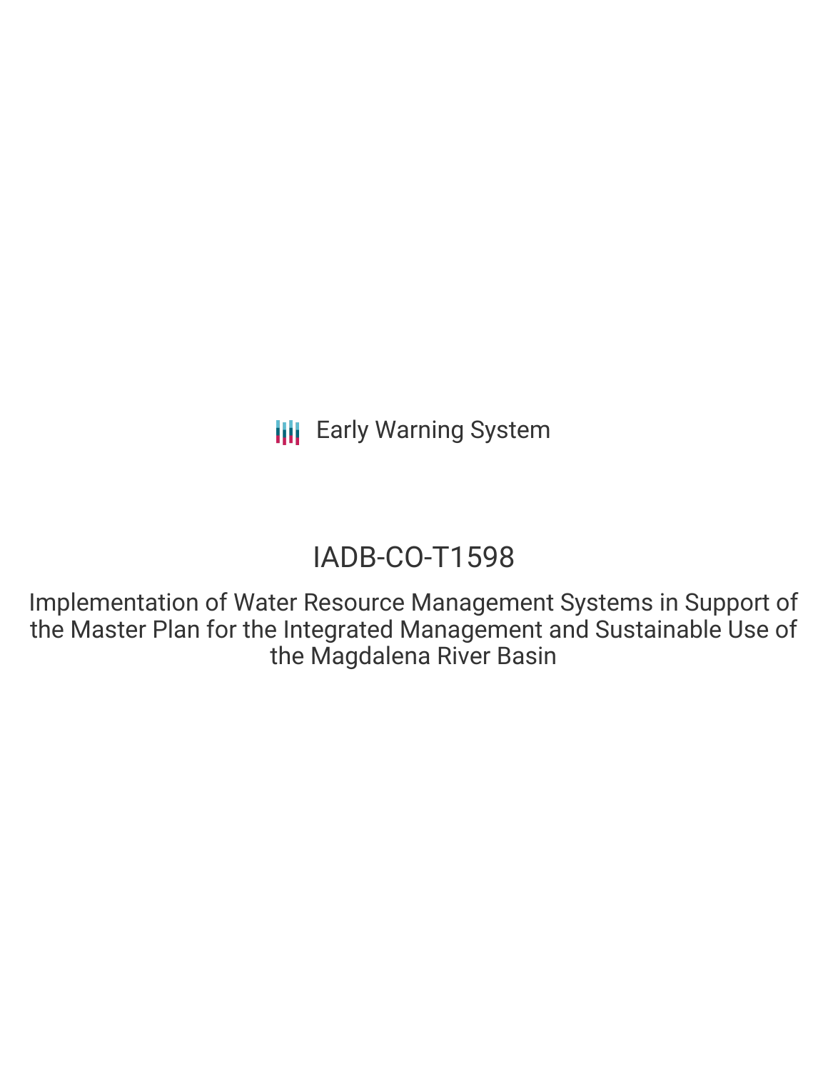Early Warning System

# IADB-CO-T1598

## Implementation of Water Resource Management Systems in Support of the Master Plan for the Integrated Management and Sustainable Use of the Magdalena River Basin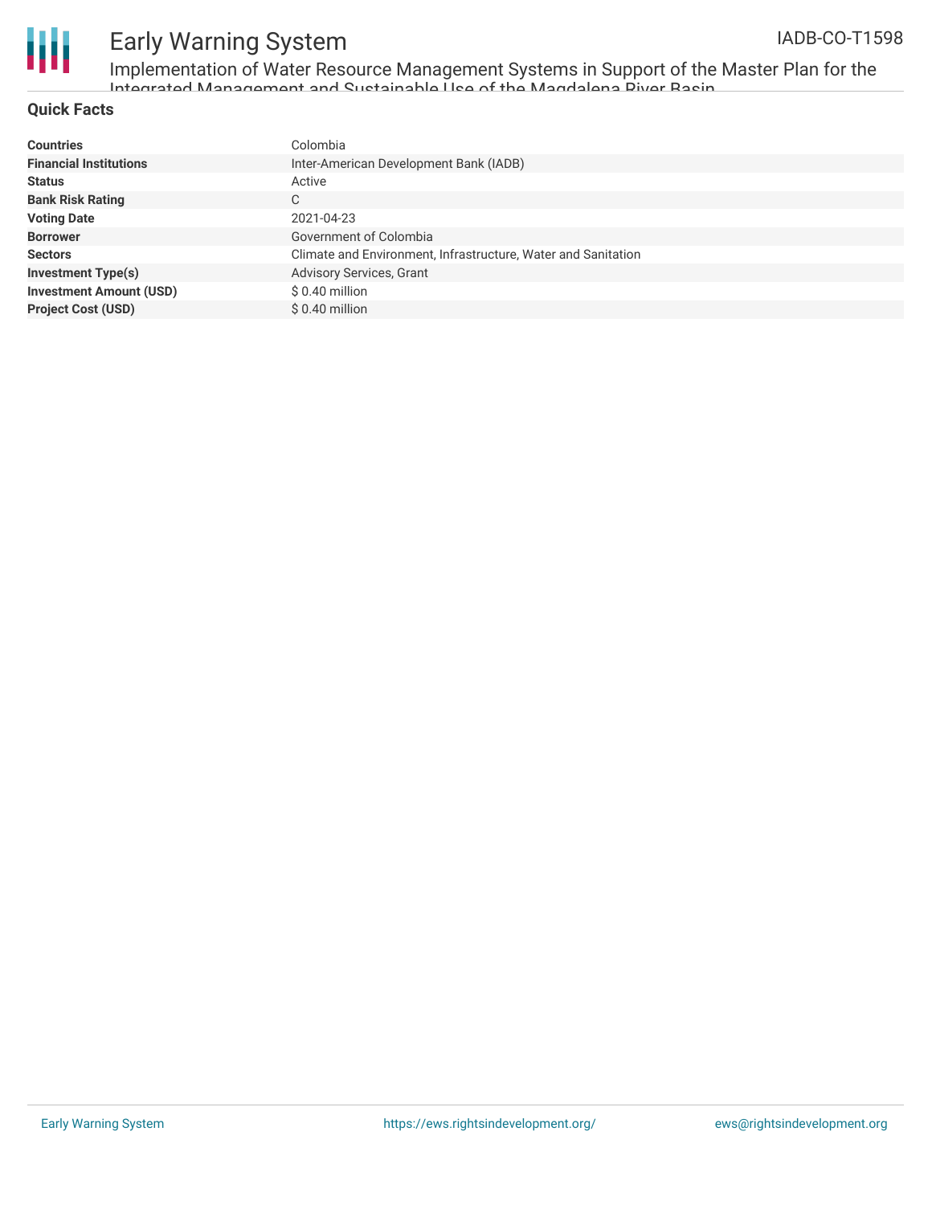## Quick Facts

| | |
|---|---|
| **Countries** | Colombia |
| **Financial Institutions** | Inter-American Development Bank (IADB) |
| **Status** | Active |
| **Bank Risk Rating** | C |
| **Voting Date** | 2021-04-23 |
| **Borrower** | Government of Colombia |
| **Sectors** | Climate and Environment, Infrastructure, Water and Sanitation |
| **Investment Type(s)** | Advisory Services, Grant |
| **Investment Amount (USD)** | $ 0.40 million |
| **Project Cost (USD)** | $ 0.40 million |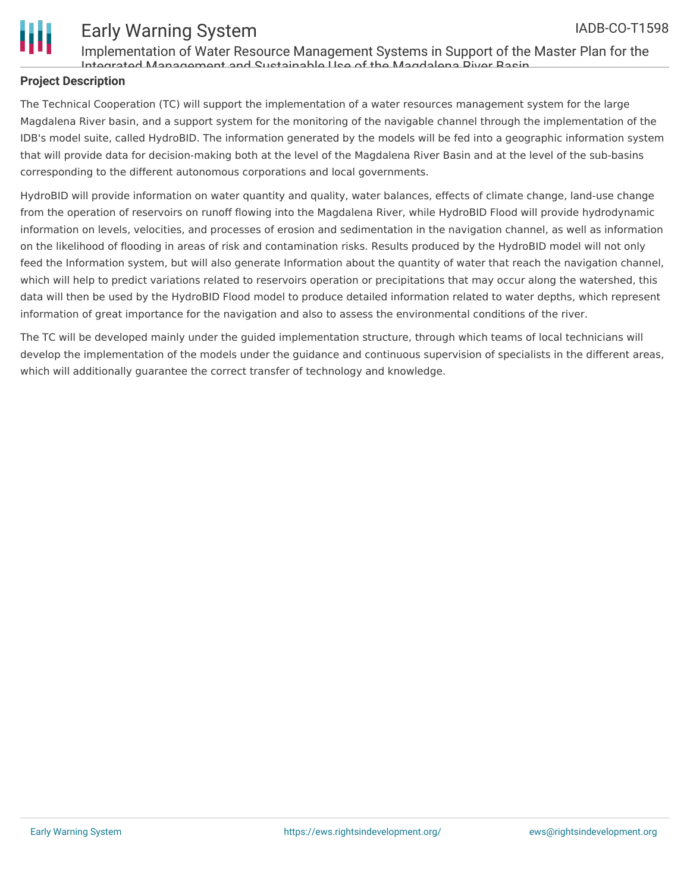## Project Description

The Technical Cooperation (TC) will support the implementation of a water resources management system for the large Magdalena River basin, and a support system for the monitoring of the navigable channel through the implementation of the IDB's model suite, called HydroBID. The information generated by the models will be fed into a geographic information system that will provide data for decision-making both at the level of the Magdalena River Basin and at the level of the sub-basins corresponding to the different autonomous corporations and local governments.

HydroBID will provide information on water quantity and quality, water balances, effects of climate change, land-use change from the operation of reservoirs on runoff flowing into the Magdalena River, while HydroBID Flood will provide hydrodynamic information on levels, velocities, and processes of erosion and sedimentation in the navigation channel, as well as information on the likelihood of flooding in areas of risk and contamination risks. Results produced by the HydroBID model will not only feed the Information system, but will also generate Information about the quantity of water that reach the navigation channel, which will help to predict variations related to reservoirs operation or precipitations that may occur along the watershed, this data will then be used by the HydroBID Flood model to produce detailed information related to water depths, which represent information of great importance for the navigation and also to assess the environmental conditions of the river.

The TC will be developed mainly under the guided implementation structure, through which teams of local technicians will develop the implementation of the models under the guidance and continuous supervision of specialists in the different areas, which will additionally guarantee the correct transfer of technology and knowledge.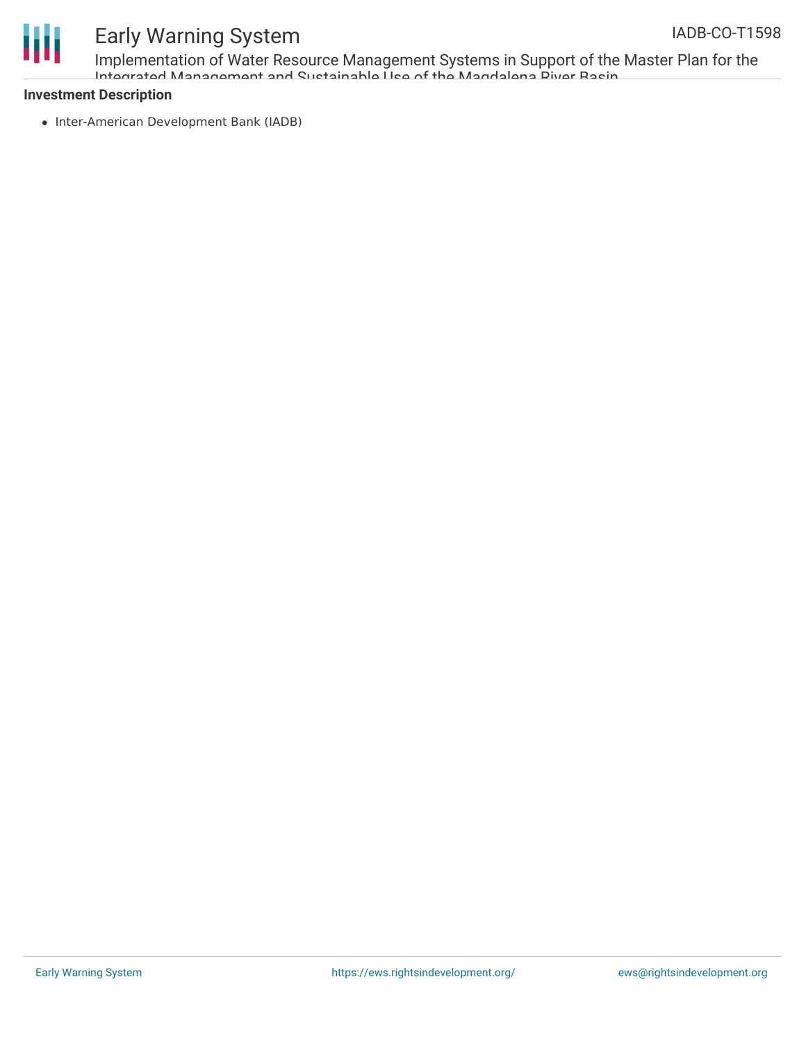**Investment Description**

- Inter-American Development Bank (IADB)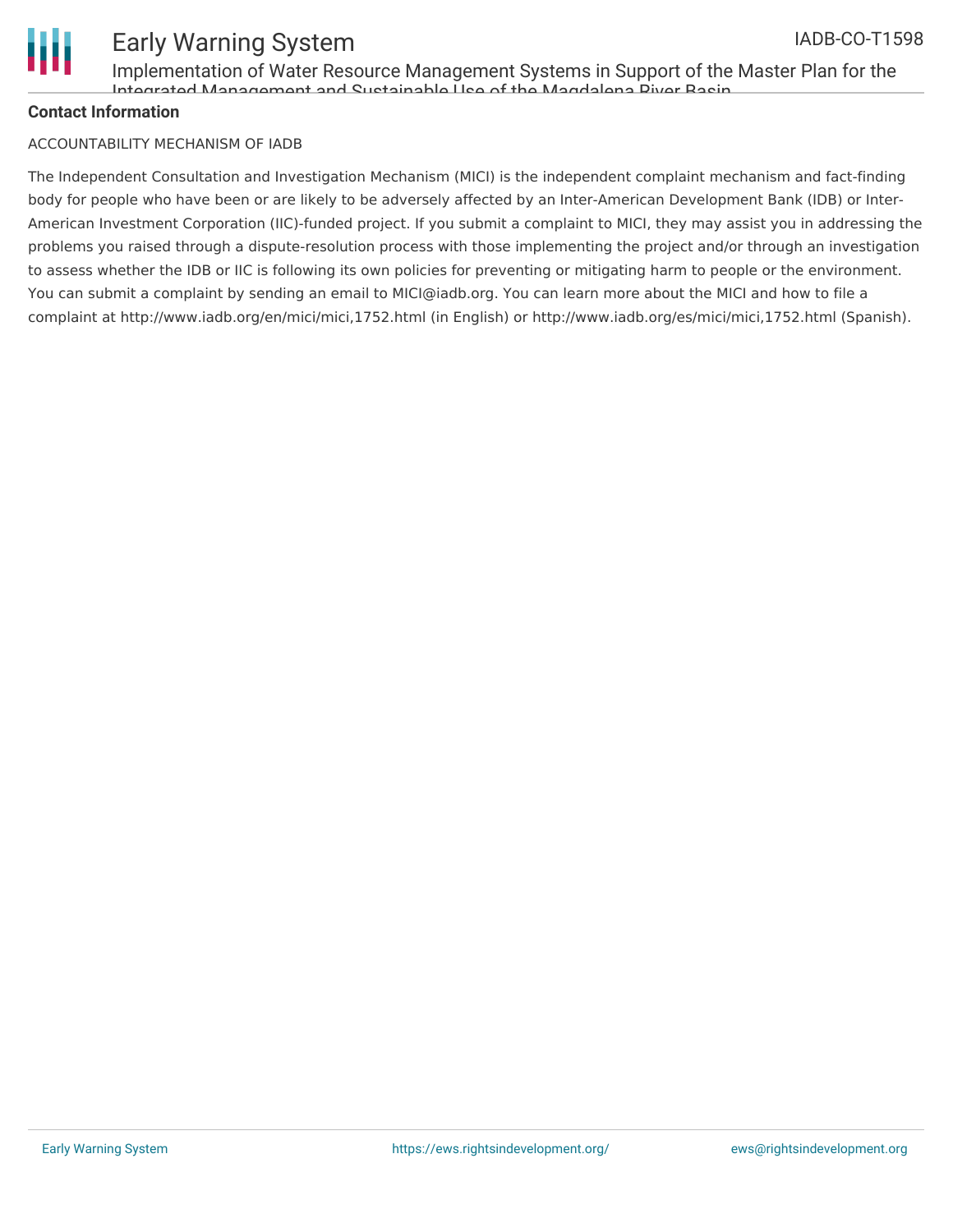**Contact Information**

ACCOUNTABILITY MECHANISM OF IADB

The Independent Consultation and Investigation Mechanism (MICI) is the independent complaint mechanism and fact-finding body for people who have been or are likely to be adversely affected by an Inter-American Development Bank (IDB) or Inter-American Investment Corporation (IIC)-funded project. If you submit a complaint to MICI, they may assist you in addressing the problems you raised through a dispute-resolution process with those implementing the project and/or through an investigation to assess whether the IDB or IIC is following its own policies for preventing or mitigating harm to people or the environment. You can submit a complaint by sending an email to MICI@iadb.org. You can learn more about the MICI and how to file a complaint at http://www.iadb.org/en/mici/mici,1752.html (in English) or http://www.iadb.org/es/mici/mici,1752.html (Spanish).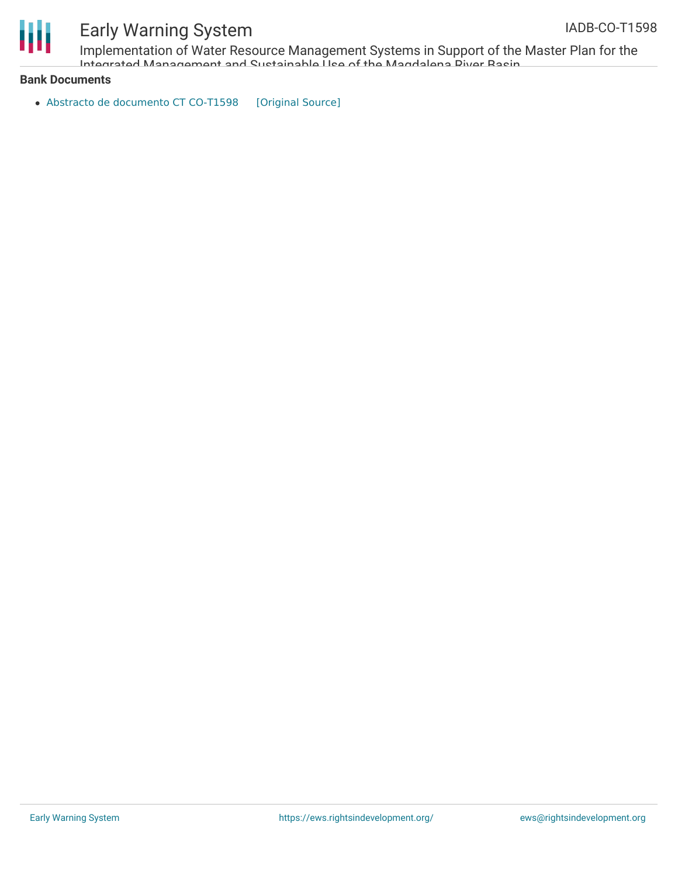## Bank Documents

- Abstracto de documento CT CO-T1598 [Original Source]